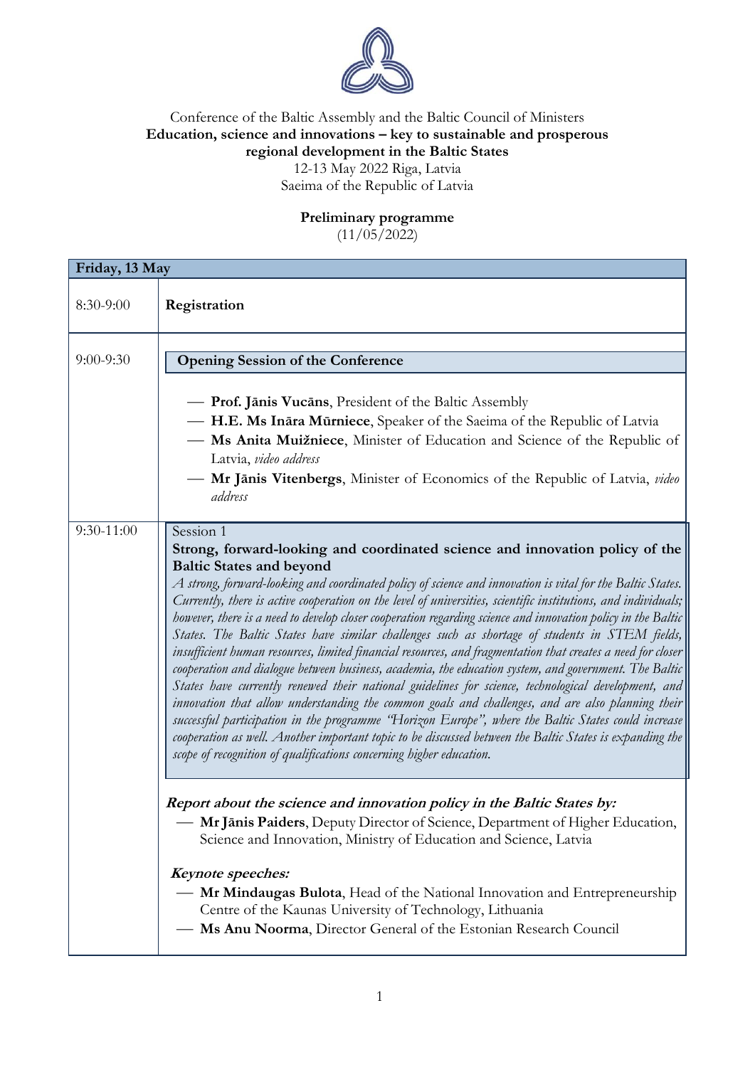Conference of the Baltic Assembly and the Baltic Council of Ministers

**Education, science and innovations – key to sustainable and prosperous regional development in the Baltic States**

12-13 May 2022 Riga, Latvia

Saeima of the Republic of Latvia

**Preliminary programme**

(11/05/2022)

| **Friday, 13 May** | |
|---|---|
| 8:30-9:00 | **Registration** |
| 9:00-9:30 | **Opening Session of the Conference**<br><br>— **Prof. Jānis Vucāns**, President of the Baltic Assembly<br>— **H.E. Ms Ināra Mūrniece**, Speaker of the Saeima of the Republic of Latvia<br>— **Ms Anita Muižniece**, Minister of Education and Science of the Republic of Latvia, *video address*<br>— **Mr Jānis Vitenbergs**, Minister of Economics of the Republic of Latvia, *video address* |
| 9:30-11:00 | Session 1<br>**Strong, forward-looking and coordinated science and innovation policy of the Baltic States and beyond**<br>*A strong, forward-looking and coordinated policy of science and innovation is vital for the Baltic States. Currently, there is active cooperation on the level of universities, scientific institutions, and individuals; however, there is a need to develop closer cooperation regarding science and innovation policy in the Baltic States. The Baltic States have similar challenges such as shortage of students in STEM fields, insufficient human resources, limited financial resources, and fragmentation that creates a need for closer cooperation and dialogue between business, academia, the education system, and government. The Baltic States have currently renewed their national guidelines for science, technological development, and innovation that allow understanding the common goals and challenges, and are also planning their successful participation in the programme "Horizon Europe", where the Baltic States could increase cooperation as well. Another important topic to be discussed between the Baltic States is expanding the scope of recognition of qualifications concerning higher education.*<br><br>***Report about the science and innovation policy in the Baltic States by:***<br>— **Mr Jānis Paiders**, Deputy Director of Science, Department of Higher Education, Science and Innovation, Ministry of Education and Science, Latvia<br><br>***Keynote speeches:***<br>— **Mr Mindaugas Bulota**, Head of the National Innovation and Entrepreneurship Centre of the Kaunas University of Technology, Lithuania<br>— **Ms Anu Noorma**, Director General of the Estonian Research Council |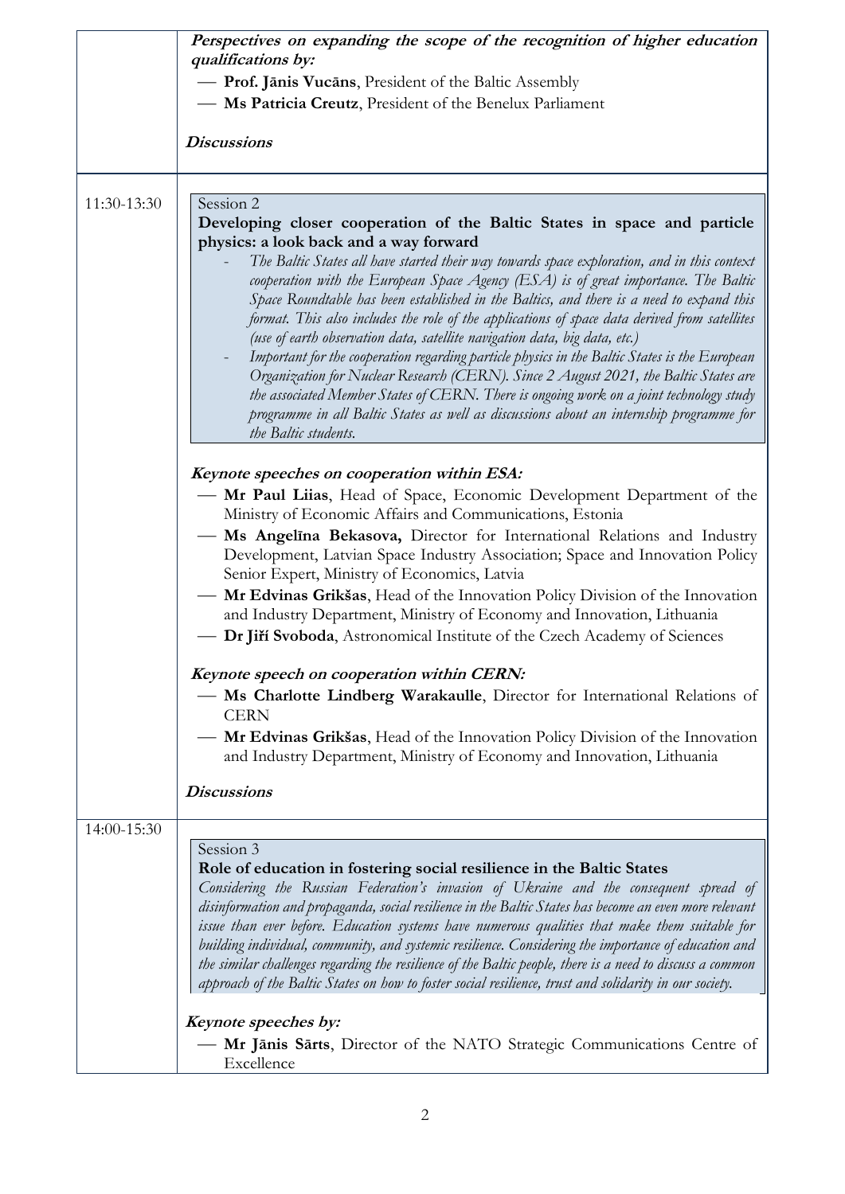| | |
|---|---|
| | ***Perspectives on expanding the scope of the recognition of higher education qualifications by:*** <br> — **Prof. Jānis Vucāns**, President of the Baltic Assembly <br> — **Ms Patricia Creutz**, President of the Benelux Parliament <br><br> ***Discussions*** |
| 11:30-13:30 | Session 2 <br> **Developing closer cooperation of the Baltic States in space and particle physics: a look back and a way forward** <br> - *The Baltic States all have started their way towards space exploration, and in this context cooperation with the European Space Agency (ESA) is of great importance. The Baltic Space Roundtable has been established in the Baltics, and there is a need to expand this format. This also includes the role of the applications of space data derived from satellites (use of earth observation data, satellite navigation data, big data, etc.)* <br> - *Important for the cooperation regarding particle physics in the Baltic States is the European Organization for Nuclear Research (CERN). Since 2 August 2021, the Baltic States are the associated Member States of CERN. There is ongoing work on a joint technology study programme in all Baltic States as well as discussions about an internship programme for the Baltic students.* <br><br> ***Keynote speeches on cooperation within ESA:*** <br> — **Mr Paul Liias**, Head of Space, Economic Development Department of the Ministry of Economic Affairs and Communications, Estonia <br> — **Ms Angelīna Bekasova,** Director for International Relations and Industry Development, Latvian Space Industry Association; Space and Innovation Policy Senior Expert, Ministry of Economics, Latvia <br> — **Mr Edvinas Grikšas**, Head of the Innovation Policy Division of the Innovation and Industry Department, Ministry of Economy and Innovation, Lithuania <br> — **Dr Jiří Svoboda**, Astronomical Institute of the Czech Academy of Sciences <br><br> ***Keynote speech on cooperation within CERN:*** <br> — **Ms Charlotte Lindberg Warakaulle**, Director for International Relations of CERN <br> — **Mr Edvinas Grikšas**, Head of the Innovation Policy Division of the Innovation and Industry Department, Ministry of Economy and Innovation, Lithuania <br><br> ***Discussions*** |
| 14:00-15:30 | Session 3 <br> **Role of education in fostering social resilience in the Baltic States** <br> *Considering the Russian Federation's invasion of Ukraine and the consequent spread of disinformation and propaganda, social resilience in the Baltic States has become an even more relevant issue than ever before. Education systems have numerous qualities that make them suitable for building individual, community, and systemic resilience. Considering the importance of education and the similar challenges regarding the resilience of the Baltic people, there is a need to discuss a common approach of the Baltic States on how to foster social resilience, trust and solidarity in our society.* <br><br> ***Keynote speeches by:*** <br> — **Mr Jānis Sārts**, Director of the NATO Strategic Communications Centre of Excellence |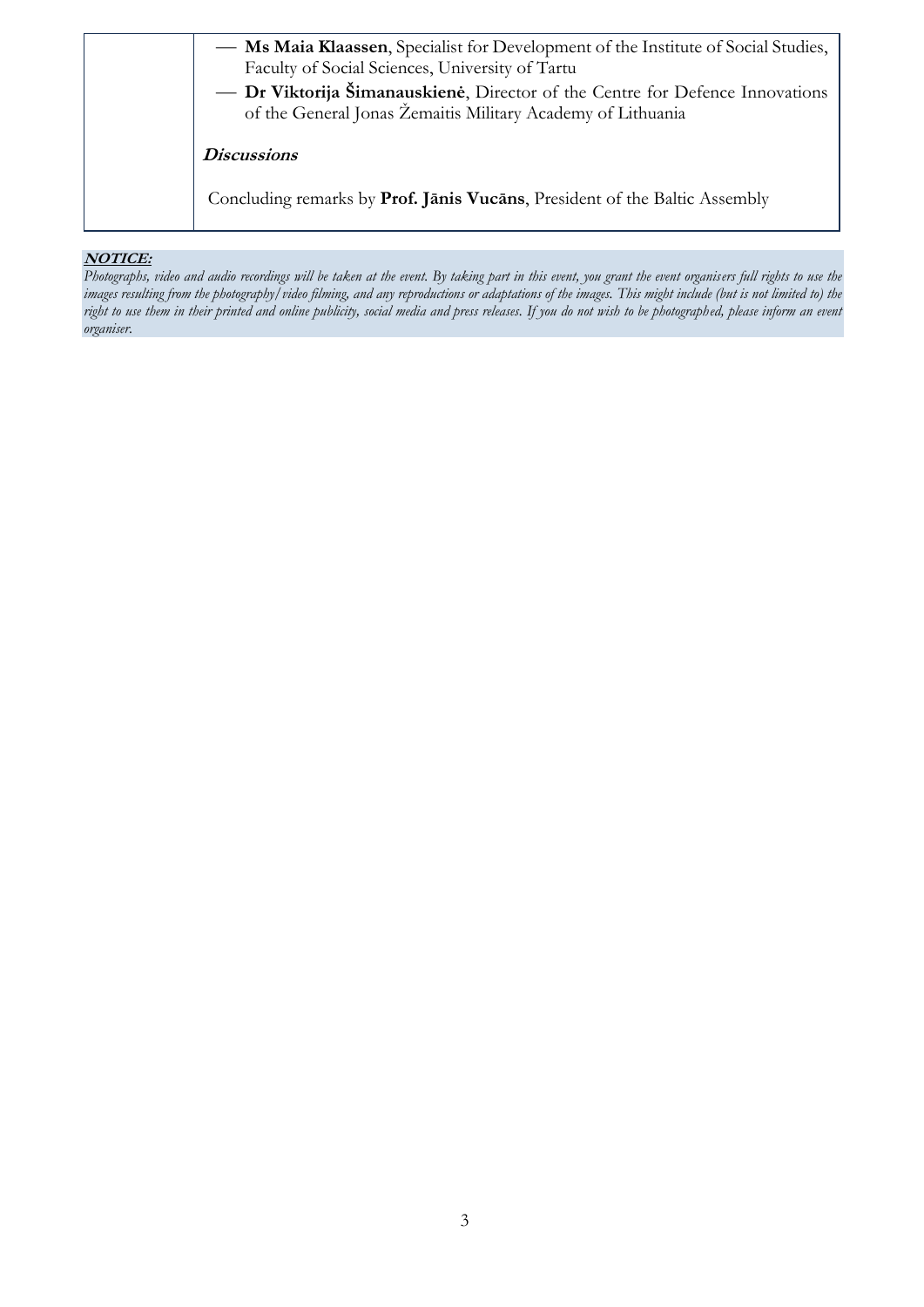| | |
|---|---|
| | — **Ms Maia Klaassen**, Specialist for Development of the Institute of Social Studies, Faculty of Social Sciences, University of Tartu<br>— **Dr Viktorija Šimanauskienė**, Director of the Centre for Defence Innovations of the General Jonas Žemaitis Military Academy of Lithuania<br><br>***Discussions***<br><br>Concluding remarks by **Prof. Jānis Vucāns**, President of the Baltic Assembly |

***NOTICE:***

*Photographs, video and audio recordings will be taken at the event. By taking part in this event, you grant the event organisers full rights to use the images resulting from the photography/video filming, and any reproductions or adaptations of the images. This might include (but is not limited to) the right to use them in their printed and online publicity, social media and press releases. If you do not wish to be photographed, please inform an event organiser.*